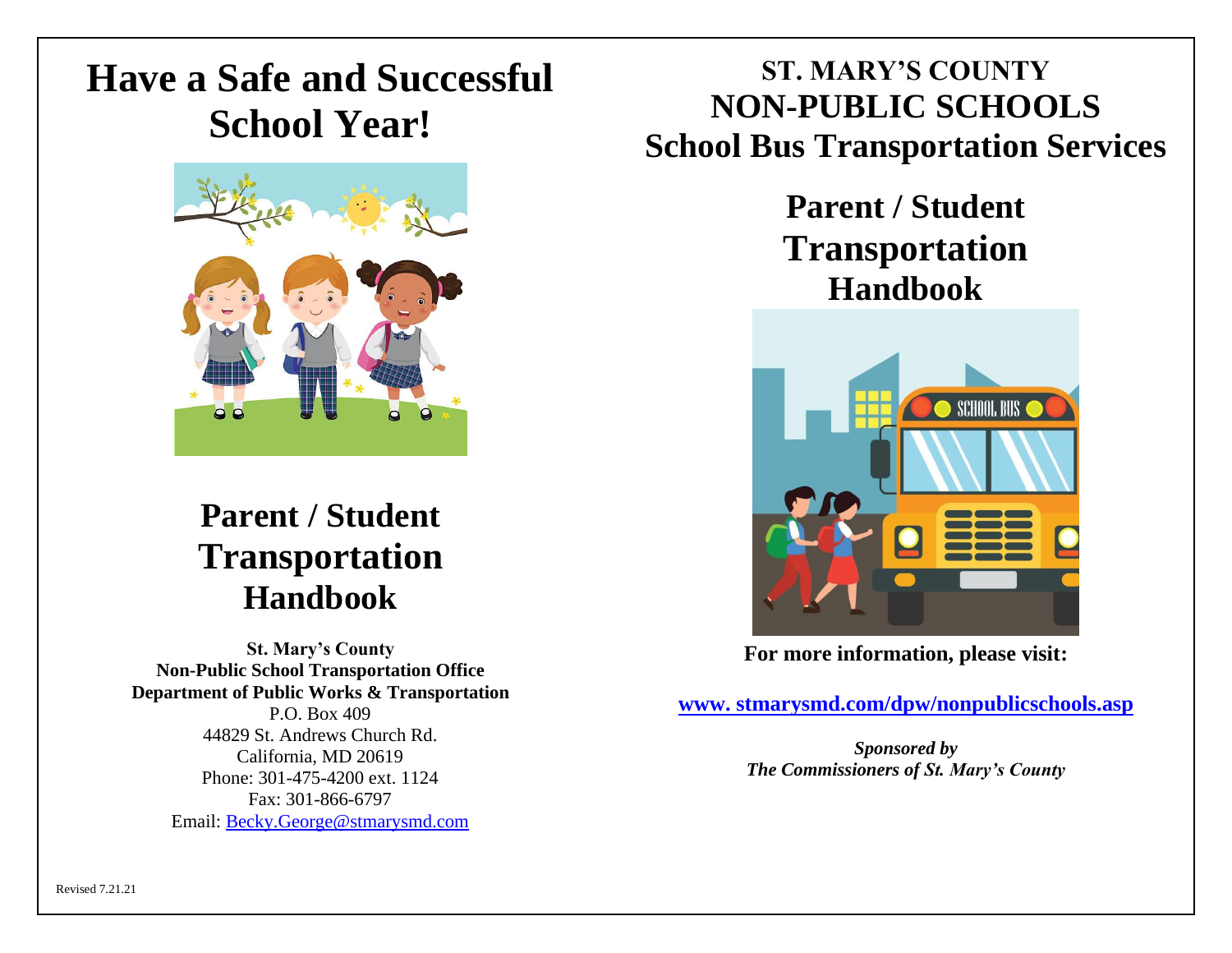# Have a Safe and Successful School Year!

## Parent / Student Transportation Handbook

**St. Mary's County**
**Non-Public School Transportation Office**
**Department of Public Works & Transportation**
P.O. Box 409
44829 St. Andrews Church Rd.
California, MD 20619
Phone: 301-475-4200 ext. 1124
Fax: 301-866-6797
Email: Becky.George@stmarysmd.com

Revised 7.21.21

# ST. MARY'S COUNTY NON-PUBLIC SCHOOLS School Bus Transportation Services

## Parent / Student Transportation Handbook

**For more information, please visit:**

**www. stmarysmd.com/dpw/nonpublicschools.asp**

***Sponsored by***
***The Commissioners of St. Mary's County***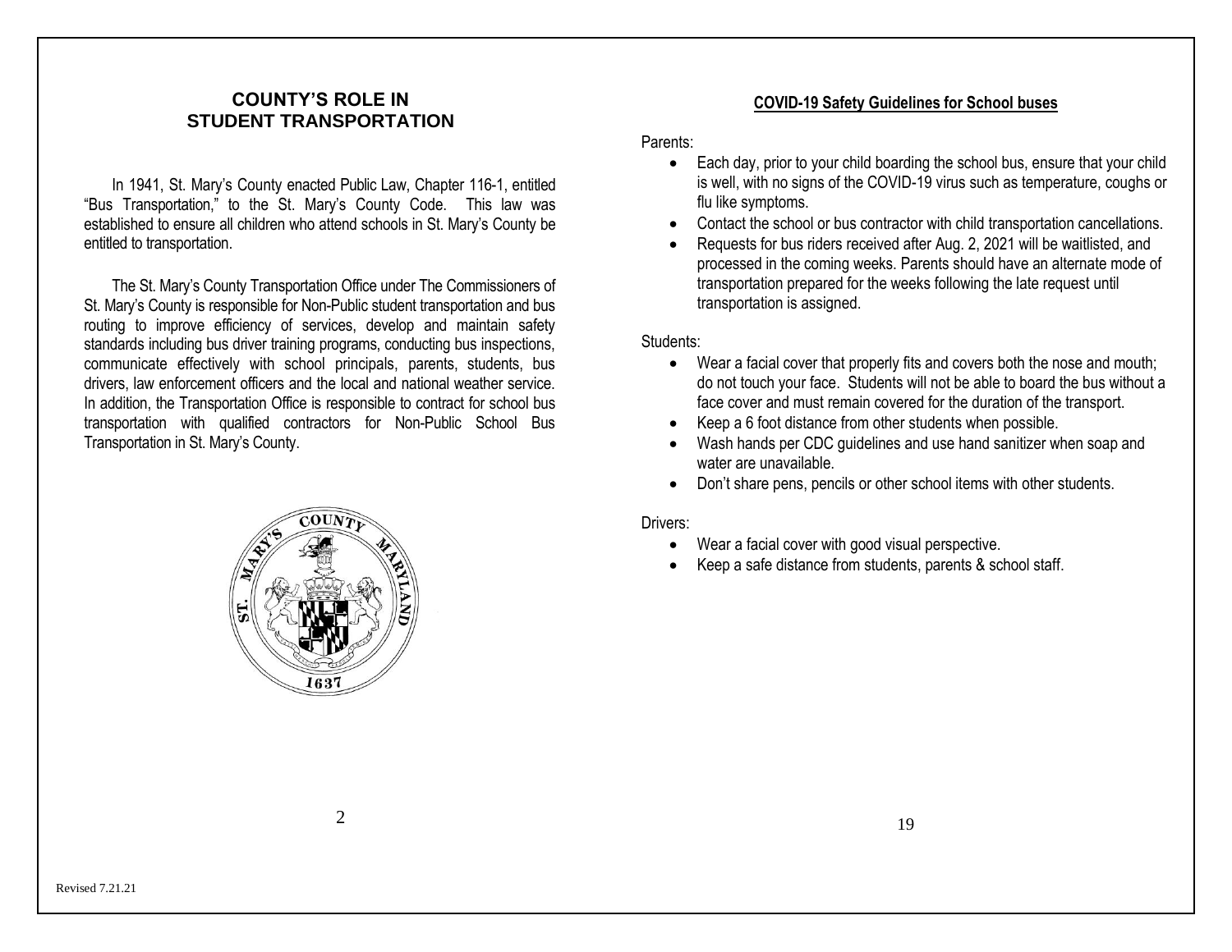## COUNTY'S ROLE IN STUDENT TRANSPORTATION

In 1941, St. Mary's County enacted Public Law, Chapter 116-1, entitled "Bus Transportation," to the St. Mary's County Code. This law was established to ensure all children who attend schools in St. Mary's County be entitled to transportation.

The St. Mary's County Transportation Office under The Commissioners of St. Mary's County is responsible for Non-Public student transportation and bus routing to improve efficiency of services, develop and maintain safety standards including bus driver training programs, conducting bus inspections, communicate effectively with school principals, parents, students, bus drivers, law enforcement officers and the local and national weather service. In addition, the Transportation Office is responsible to contract for school bus transportation with qualified contractors for Non-Public School Bus Transportation in St. Mary's County.

## COVID-19 Safety Guidelines for School buses

Parents:

- Each day, prior to your child boarding the school bus, ensure that your child is well, with no signs of the COVID-19 virus such as temperature, coughs or flu like symptoms.
- Contact the school or bus contractor with child transportation cancellations.
- Requests for bus riders received after Aug. 2, 2021 will be waitlisted, and processed in the coming weeks. Parents should have an alternate mode of transportation prepared for the weeks following the late request until transportation is assigned.

Students:

- Wear a facial cover that properly fits and covers both the nose and mouth; do not touch your face. Students will not be able to board the bus without a face cover and must remain covered for the duration of the transport.
- Keep a 6 foot distance from other students when possible.
- Wash hands per CDC guidelines and use hand sanitizer when soap and water are unavailable.
- Don't share pens, pencils or other school items with other students.

Drivers:

- Wear a facial cover with good visual perspective.
- Keep a safe distance from students, parents & school staff.

Revised 7.21.21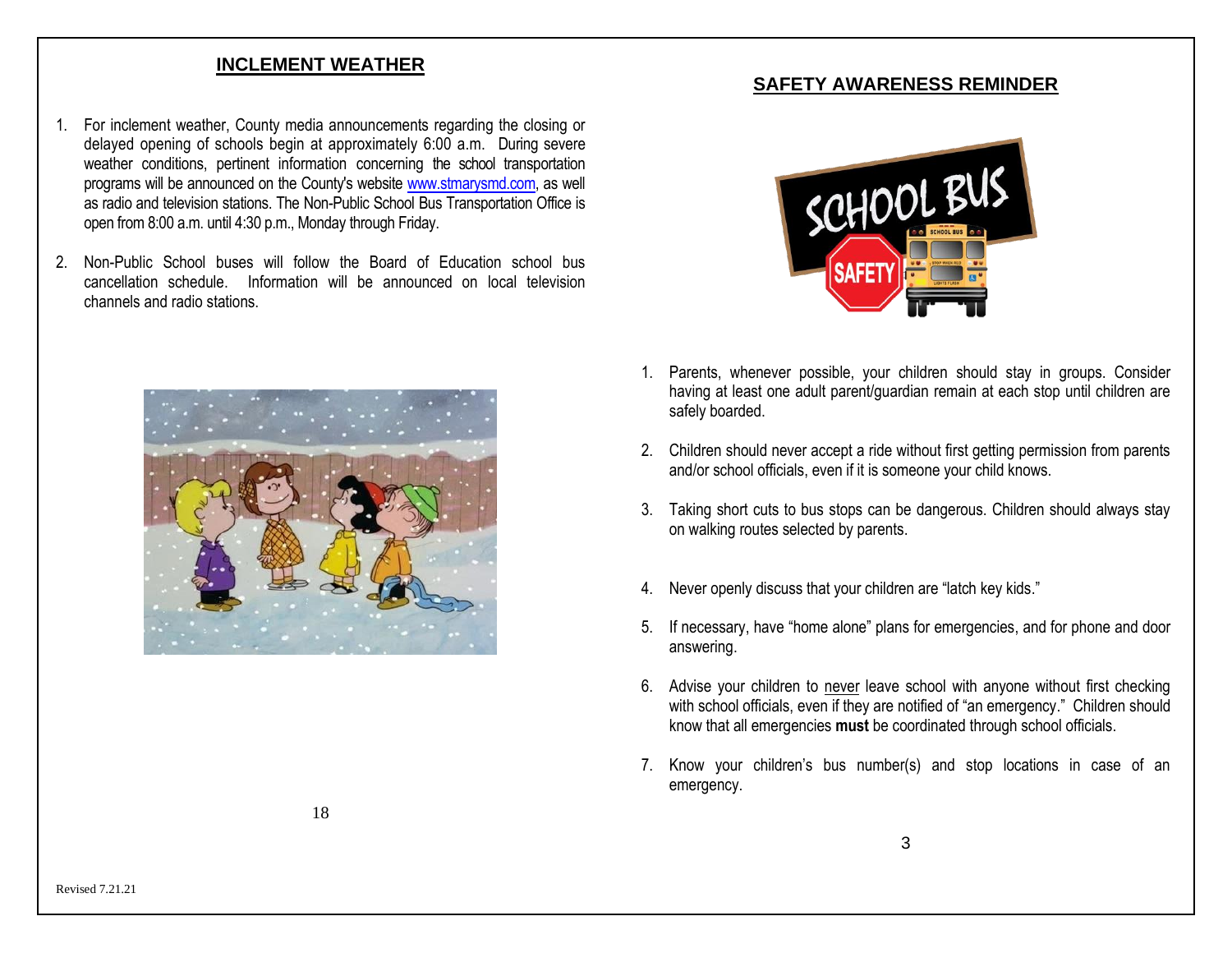## INCLEMENT WEATHER

1. For inclement weather, County media announcements regarding the closing or delayed opening of schools begin at approximately 6:00 a.m. During severe weather conditions, pertinent information concerning the school transportation programs will be announced on the County's website www.stmarysmd.com, as well as radio and television stations. The Non-Public School Bus Transportation Office is open from 8:00 a.m. until 4:30 p.m., Monday through Friday.

2. Non-Public School buses will follow the Board of Education school bus cancellation schedule. Information will be announced on local television channels and radio stations.

## SAFETY AWARENESS REMINDER

1. Parents, whenever possible, your children should stay in groups. Consider having at least one adult parent/guardian remain at each stop until children are safely boarded.

2. Children should never accept a ride without first getting permission from parents and/or school officials, even if it is someone your child knows.

3. Taking short cuts to bus stops can be dangerous. Children should always stay on walking routes selected by parents.

4. Never openly discuss that your children are "latch key kids."

5. If necessary, have "home alone" plans for emergencies, and for phone and door answering.

6. Advise your children to never leave school with anyone without first checking with school officials, even if they are notified of "an emergency." Children should know that all emergencies **must** be coordinated through school officials.

7. Know your children's bus number(s) and stop locations in case of an emergency.

Revised 7.21.21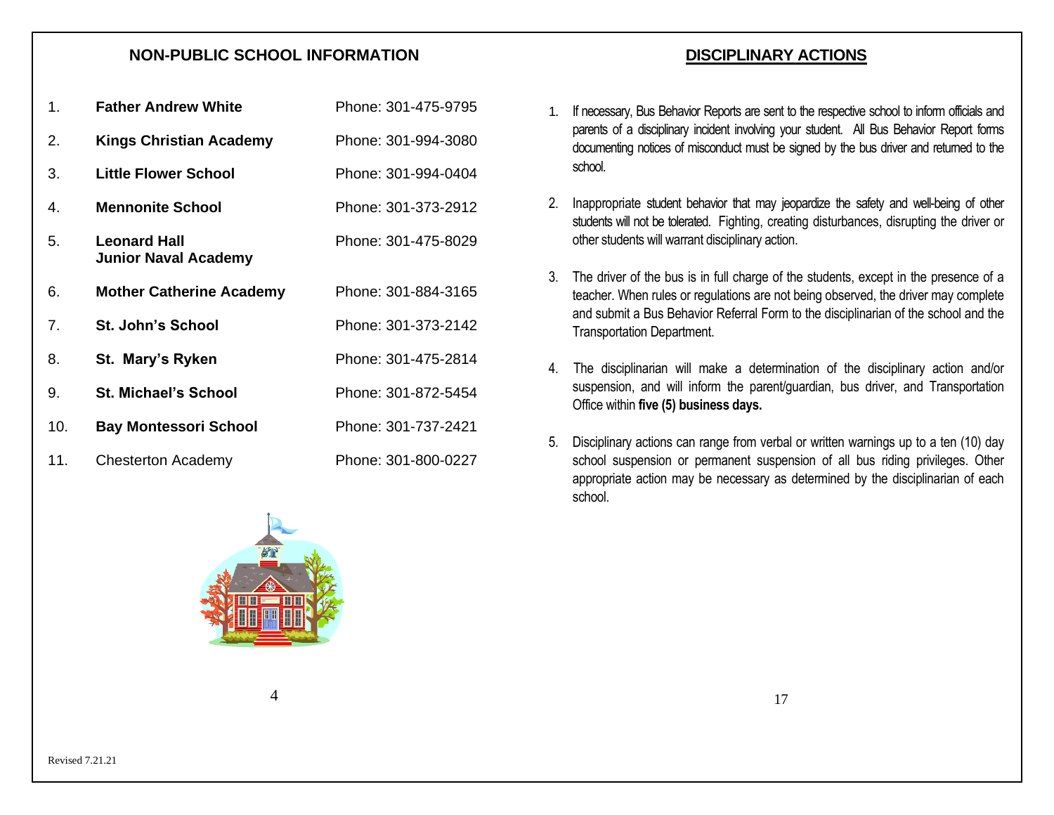## NON-PUBLIC SCHOOL INFORMATION

| | School | Phone |
|---|---|---|
| 1. | **Father Andrew White** | Phone: 301-475-9795 |
| 2. | **Kings Christian Academy** | Phone: 301-994-3080 |
| 3. | **Little Flower School** | Phone: 301-994-0404 |
| 4. | **Mennonite School** | Phone: 301-373-2912 |
| 5. | **Leonard Hall Junior Naval Academy** | Phone: 301-475-8029 |
| 6. | **Mother Catherine Academy** | Phone: 301-884-3165 |
| 7. | **St. John's School** | Phone: 301-373-2142 |
| 8. | **St. Mary's Ryken** | Phone: 301-475-2814 |
| 9. | **St. Michael's School** | Phone: 301-872-5454 |
| 10. | **Bay Montessori School** | Phone: 301-737-2421 |
| 11. | Chesterton Academy | Phone: 301-800-0227 |

## DISCIPLINARY ACTIONS

1. If necessary, Bus Behavior Reports are sent to the respective school to inform officials and parents of a disciplinary incident involving your student. All Bus Behavior Report forms documenting notices of misconduct must be signed by the bus driver and returned to the school.

2. Inappropriate student behavior that may jeopardize the safety and well-being of other students will not be tolerated. Fighting, creating disturbances, disrupting the driver or other students will warrant disciplinary action.

3. The driver of the bus is in full charge of the students, except in the presence of a teacher. When rules or regulations are not being observed, the driver may complete and submit a Bus Behavior Referral Form to the disciplinarian of the school and the Transportation Department.

4. The disciplinarian will make a determination of the disciplinary action and/or suspension, and will inform the parent/guardian, bus driver, and Transportation Office within **five (5) business days.**

5. Disciplinary actions can range from verbal or written warnings up to a ten (10) day school suspension or permanent suspension of all bus riding privileges. Other appropriate action may be necessary as determined by the disciplinarian of each school.

Revised 7.21.21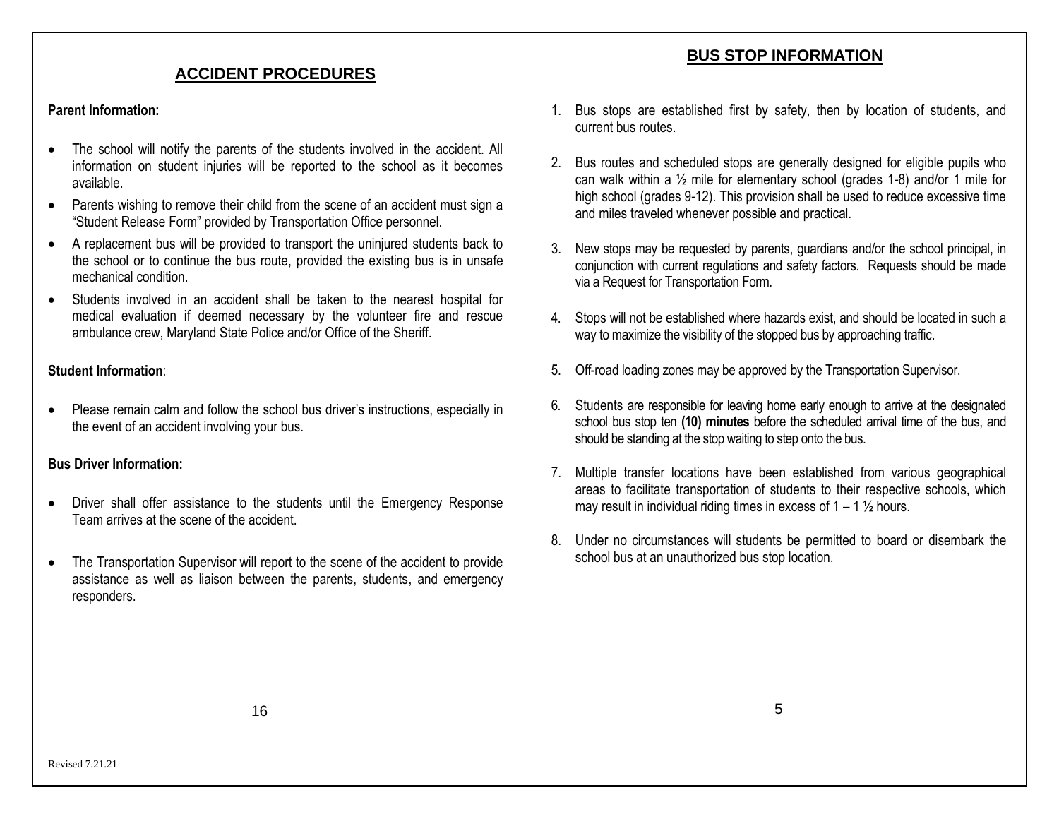## ACCIDENT PROCEDURES

**Parent Information:**

- The school will notify the parents of the students involved in the accident. All information on student injuries will be reported to the school as it becomes available.
- Parents wishing to remove their child from the scene of an accident must sign a "Student Release Form" provided by Transportation Office personnel.
- A replacement bus will be provided to transport the uninjured students back to the school or to continue the bus route, provided the existing bus is in unsafe mechanical condition.
- Students involved in an accident shall be taken to the nearest hospital for medical evaluation if deemed necessary by the volunteer fire and rescue ambulance crew, Maryland State Police and/or Office of the Sheriff.

**Student Information**:

- Please remain calm and follow the school bus driver's instructions, especially in the event of an accident involving your bus.

**Bus Driver Information:**

- Driver shall offer assistance to the students until the Emergency Response Team arrives at the scene of the accident.
- The Transportation Supervisor will report to the scene of the accident to provide assistance as well as liaison between the parents, students, and emergency responders.

## BUS STOP INFORMATION

1. Bus stops are established first by safety, then by location of students, and current bus routes.
2. Bus routes and scheduled stops are generally designed for eligible pupils who can walk within a ½ mile for elementary school (grades 1-8) and/or 1 mile for high school (grades 9-12). This provision shall be used to reduce excessive time and miles traveled whenever possible and practical.
3. New stops may be requested by parents, guardians and/or the school principal, in conjunction with current regulations and safety factors. Requests should be made via a Request for Transportation Form.
4. Stops will not be established where hazards exist, and should be located in such a way to maximize the visibility of the stopped bus by approaching traffic.
5. Off-road loading zones may be approved by the Transportation Supervisor.
6. Students are responsible for leaving home early enough to arrive at the designated school bus stop ten **(10) minutes** before the scheduled arrival time of the bus, and should be standing at the stop waiting to step onto the bus.
7. Multiple transfer locations have been established from various geographical areas to facilitate transportation of students to their respective schools, which may result in individual riding times in excess of 1 – 1 ½ hours.
8. Under no circumstances will students be permitted to board or disembark the school bus at an unauthorized bus stop location.

Revised 7.21.21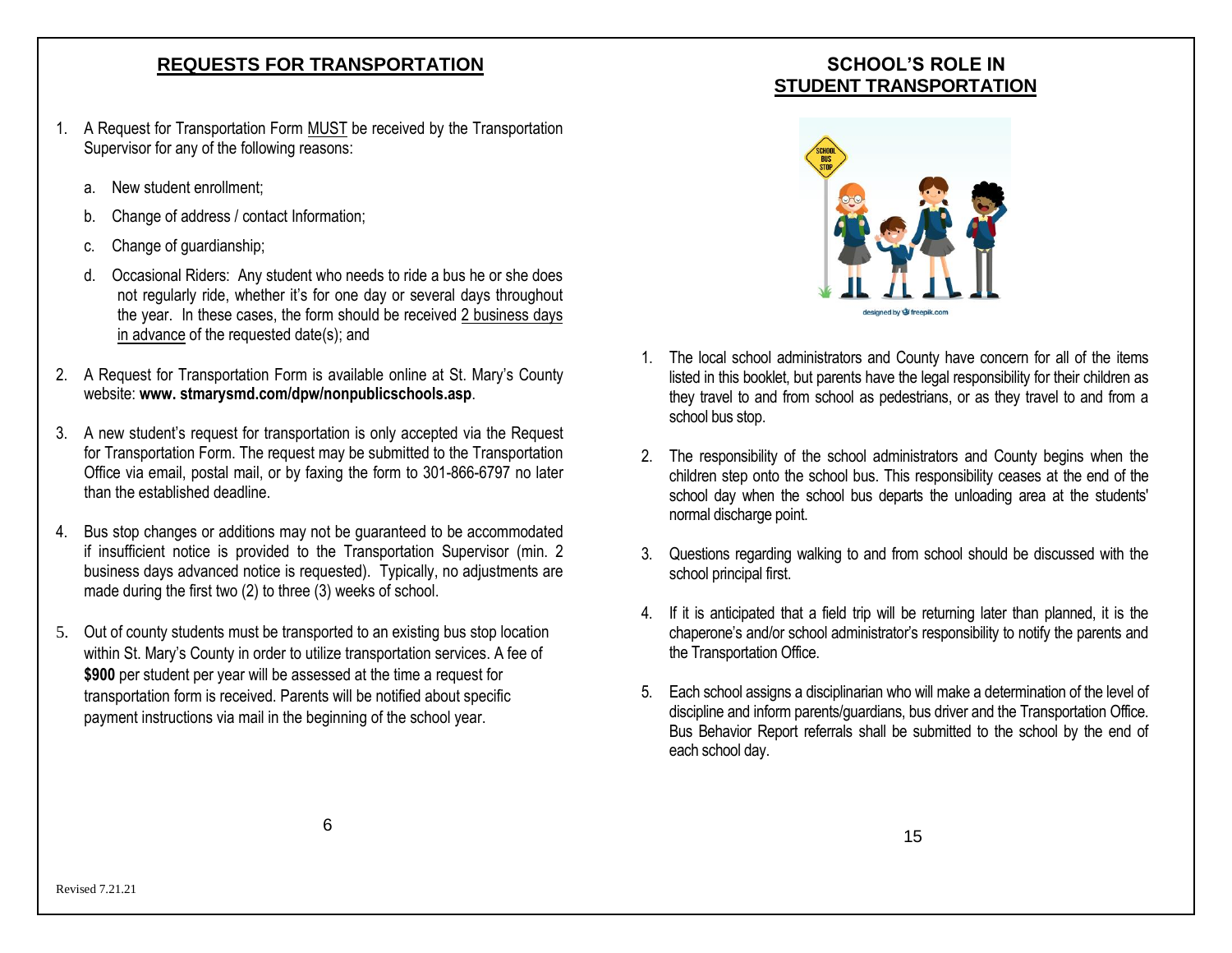## REQUESTS FOR TRANSPORTATION

1. A Request for Transportation Form MUST be received by the Transportation Supervisor for any of the following reasons:

   a. New student enrollment;

   b. Change of address / contact Information;

   c. Change of guardianship;

   d. Occasional Riders: Any student who needs to ride a bus he or she does not regularly ride, whether it's for one day or several days throughout the year. In these cases, the form should be received 2 business days in advance of the requested date(s); and

2. A Request for Transportation Form is available online at St. Mary's County website: **www. stmarysmd.com/dpw/nonpublicschools.asp**.

3. A new student's request for transportation is only accepted via the Request for Transportation Form. The request may be submitted to the Transportation Office via email, postal mail, or by faxing the form to 301-866-6797 no later than the established deadline.

4. Bus stop changes or additions may not be guaranteed to be accommodated if insufficient notice is provided to the Transportation Supervisor (min. 2 business days advanced notice is requested). Typically, no adjustments are made during the first two (2) to three (3) weeks of school.

5. Out of county students must be transported to an existing bus stop location within St. Mary's County in order to utilize transportation services. A fee of **$900** per student per year will be assessed at the time a request for transportation form is received. Parents will be notified about specific payment instructions via mail in the beginning of the school year.

## SCHOOL'S ROLE IN STUDENT TRANSPORTATION

designed by freepik.com

1. The local school administrators and County have concern for all of the items listed in this booklet, but parents have the legal responsibility for their children as they travel to and from school as pedestrians, or as they travel to and from a school bus stop.

2. The responsibility of the school administrators and County begins when the children step onto the school bus. This responsibility ceases at the end of the school day when the school bus departs the unloading area at the students' normal discharge point.

3. Questions regarding walking to and from school should be discussed with the school principal first.

4. If it is anticipated that a field trip will be returning later than planned, it is the chaperone's and/or school administrator's responsibility to notify the parents and the Transportation Office.

5. Each school assigns a disciplinarian who will make a determination of the level of discipline and inform parents/guardians, bus driver and the Transportation Office. Bus Behavior Report referrals shall be submitted to the school by the end of each school day.

Revised 7.21.21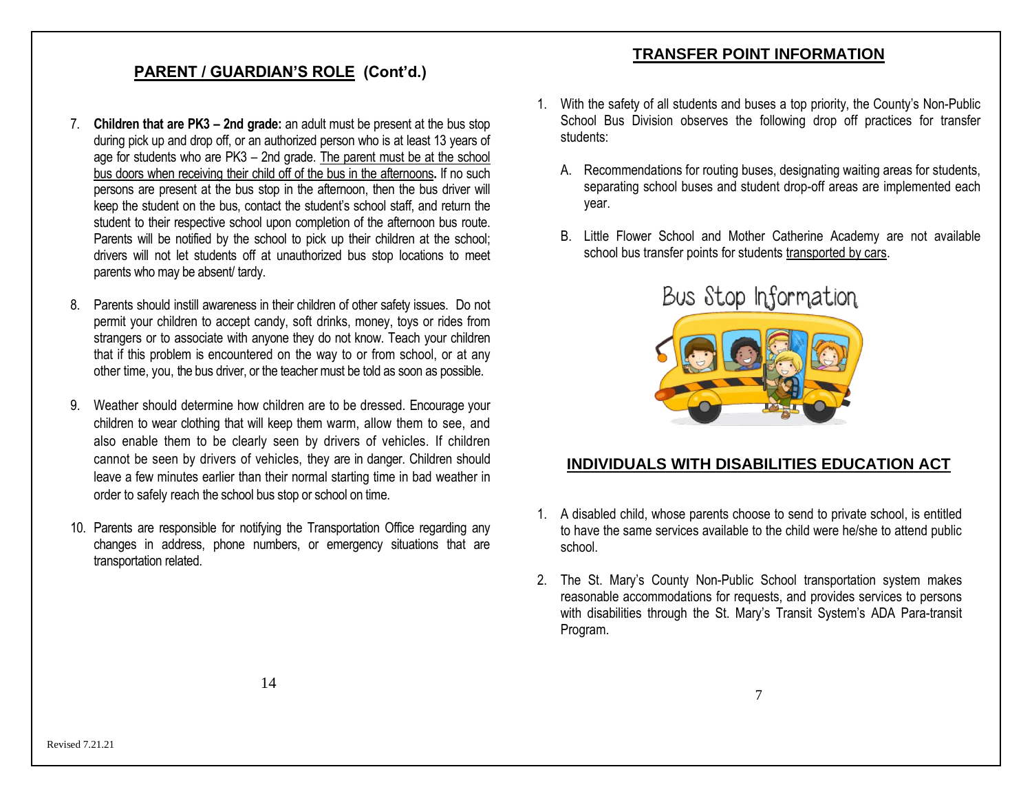## PARENT / GUARDIAN'S ROLE (Cont'd.)

7. **Children that are PK3 – 2nd grade:** an adult must be present at the bus stop during pick up and drop off, or an authorized person who is at least 13 years of age for students who are PK3 – 2nd grade. The parent must be at the school bus doors when receiving their child off of the bus in the afternoons**.** If no such persons are present at the bus stop in the afternoon, then the bus driver will keep the student on the bus, contact the student's school staff, and return the student to their respective school upon completion of the afternoon bus route. Parents will be notified by the school to pick up their children at the school; drivers will not let students off at unauthorized bus stop locations to meet parents who may be absent/ tardy.

8. Parents should instill awareness in their children of other safety issues. Do not permit your children to accept candy, soft drinks, money, toys or rides from strangers or to associate with anyone they do not know. Teach your children that if this problem is encountered on the way to or from school, or at any other time, you, the bus driver, or the teacher must be told as soon as possible.

9. Weather should determine how children are to be dressed. Encourage your children to wear clothing that will keep them warm, allow them to see, and also enable them to be clearly seen by drivers of vehicles. If children cannot be seen by drivers of vehicles, they are in danger. Children should leave a few minutes earlier than their normal starting time in bad weather in order to safely reach the school bus stop or school on time.

10. Parents are responsible for notifying the Transportation Office regarding any changes in address, phone numbers, or emergency situations that are transportation related.

## TRANSFER POINT INFORMATION

1. With the safety of all students and buses a top priority, the County's Non-Public School Bus Division observes the following drop off practices for transfer students:

   A. Recommendations for routing buses, designating waiting areas for students, separating school buses and student drop-off areas are implemented each year.

   B. Little Flower School and Mother Catherine Academy are not available school bus transfer points for students transported by cars.

## INDIVIDUALS WITH DISABILITIES EDUCATION ACT

1. A disabled child, whose parents choose to send to private school, is entitled to have the same services available to the child were he/she to attend public school.

2. The St. Mary's County Non-Public School transportation system makes reasonable accommodations for requests, and provides services to persons with disabilities through the St. Mary's Transit System's ADA Para-transit Program.

Revised 7.21.21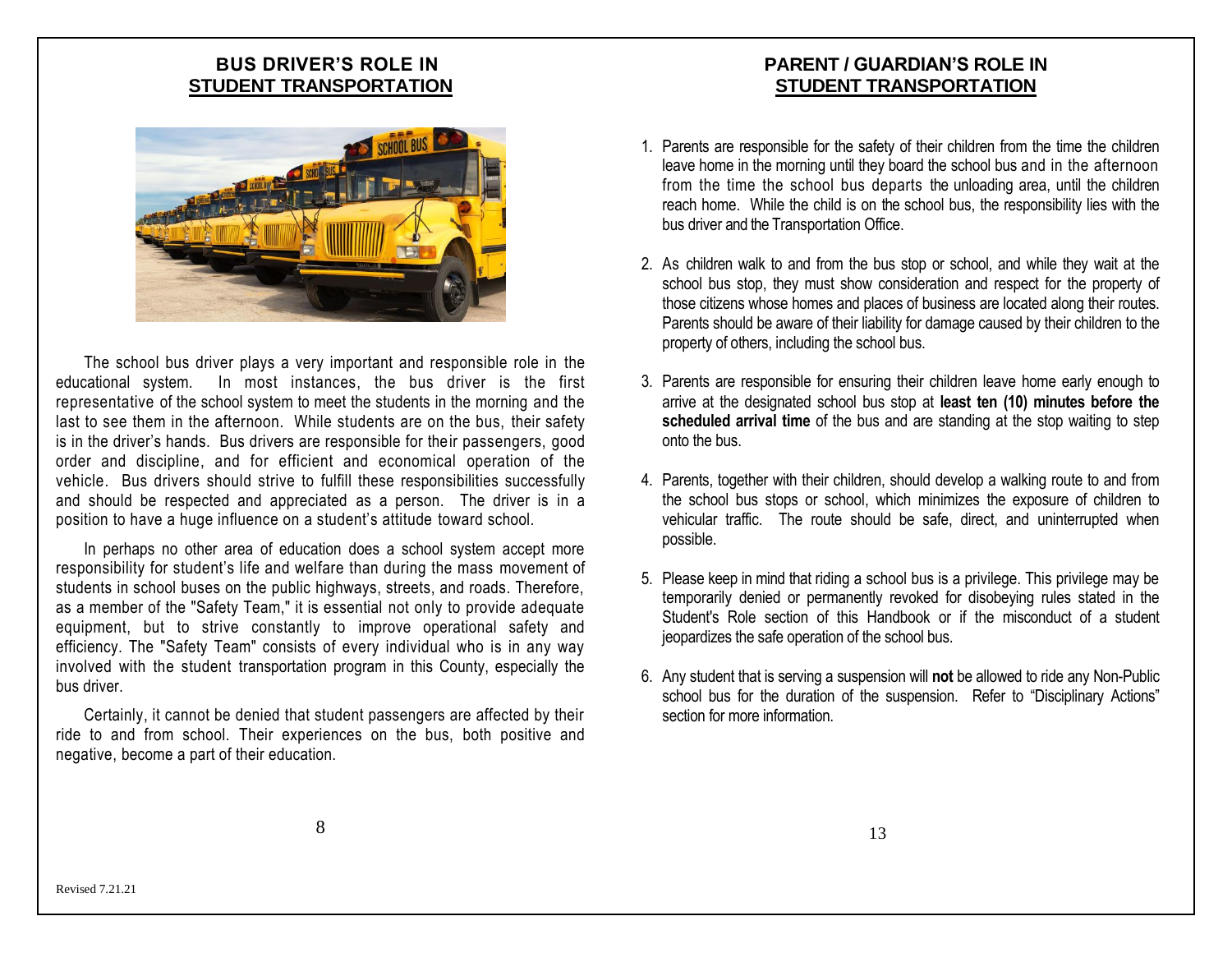## BUS DRIVER'S ROLE IN STUDENT TRANSPORTATION

The school bus driver plays a very important and responsible role in the educational system. In most instances, the bus driver is the first representative of the school system to meet the students in the morning and the last to see them in the afternoon. While students are on the bus, their safety is in the driver's hands. Bus drivers are responsible for their passengers, good order and discipline, and for efficient and economical operation of the vehicle. Bus drivers should strive to fulfill these responsibilities successfully and should be respected and appreciated as a person. The driver is in a position to have a huge influence on a student's attitude toward school.

In perhaps no other area of education does a school system accept more responsibility for student's life and welfare than during the mass movement of students in school buses on the public highways, streets, and roads. Therefore, as a member of the "Safety Team," it is essential not only to provide adequate equipment, but to strive constantly to improve operational safety and efficiency. The "Safety Team" consists of every individual who is in any way involved with the student transportation program in this County, especially the bus driver.

Certainly, it cannot be denied that student passengers are affected by their ride to and from school. Their experiences on the bus, both positive and negative, become a part of their education.

## PARENT / GUARDIAN'S ROLE IN STUDENT TRANSPORTATION

1. Parents are responsible for the safety of their children from the time the children leave home in the morning until they board the school bus and in the afternoon from the time the school bus departs the unloading area, until the children reach home. While the child is on the school bus, the responsibility lies with the bus driver and the Transportation Office.

2. As children walk to and from the bus stop or school, and while they wait at the school bus stop, they must show consideration and respect for the property of those citizens whose homes and places of business are located along their routes. Parents should be aware of their liability for damage caused by their children to the property of others, including the school bus.

3. Parents are responsible for ensuring their children leave home early enough to arrive at the designated school bus stop at **least ten (10) minutes before the scheduled arrival time** of the bus and are standing at the stop waiting to step onto the bus.

4. Parents, together with their children, should develop a walking route to and from the school bus stops or school, which minimizes the exposure of children to vehicular traffic. The route should be safe, direct, and uninterrupted when possible.

5. Please keep in mind that riding a school bus is a privilege. This privilege may be temporarily denied or permanently revoked for disobeying rules stated in the Student's Role section of this Handbook or if the misconduct of a student jeopardizes the safe operation of the school bus.

6. Any student that is serving a suspension will **not** be allowed to ride any Non-Public school bus for the duration of the suspension. Refer to "Disciplinary Actions" section for more information.

Revised 7.21.21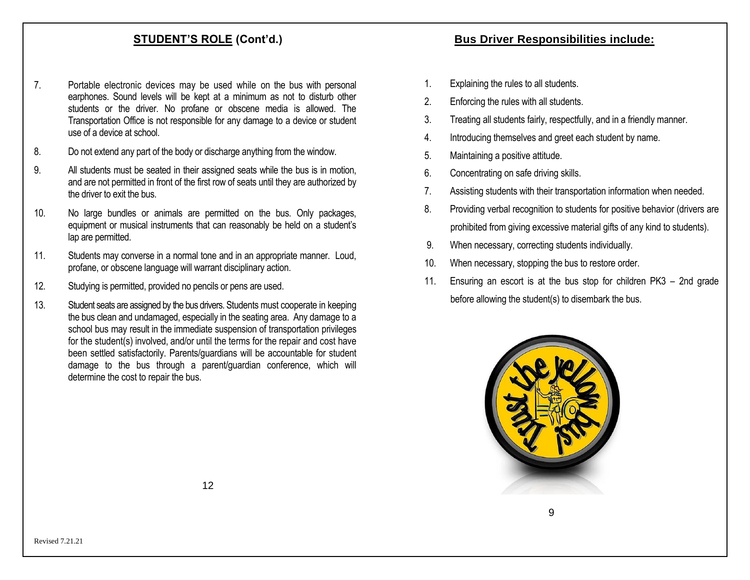## STUDENT'S ROLE (Cont'd.)

7. Portable electronic devices may be used while on the bus with personal earphones. Sound levels will be kept at a minimum as not to disturb other students or the driver. No profane or obscene media is allowed. The Transportation Office is not responsible for any damage to a device or student use of a device at school.
8. Do not extend any part of the body or discharge anything from the window.
9. All students must be seated in their assigned seats while the bus is in motion, and are not permitted in front of the first row of seats until they are authorized by the driver to exit the bus.
10. No large bundles or animals are permitted on the bus. Only packages, equipment or musical instruments that can reasonably be held on a student's lap are permitted.
11. Students may converse in a normal tone and in an appropriate manner. Loud, profane, or obscene language will warrant disciplinary action.
12. Studying is permitted, provided no pencils or pens are used.
13. Student seats are assigned by the bus drivers. Students must cooperate in keeping the bus clean and undamaged, especially in the seating area. Any damage to a school bus may result in the immediate suspension of transportation privileges for the student(s) involved, and/or until the terms for the repair and cost have been settled satisfactorily. Parents/guardians will be accountable for student damage to the bus through a parent/guardian conference, which will determine the cost to repair the bus.

## Bus Driver Responsibilities include:

1. Explaining the rules to all students.
2. Enforcing the rules with all students.
3. Treating all students fairly, respectfully, and in a friendly manner.
4. Introducing themselves and greet each student by name.
5. Maintaining a positive attitude.
6. Concentrating on safe driving skills.
7. Assisting students with their transportation information when needed.
8. Providing verbal recognition to students for positive behavior (drivers are prohibited from giving excessive material gifts of any kind to students).
9. When necessary, correcting students individually.
10. When necessary, stopping the bus to restore order.
11. Ensuring an escort is at the bus stop for children PK3 – 2nd grade before allowing the student(s) to disembark the bus.

Revised 7.21.21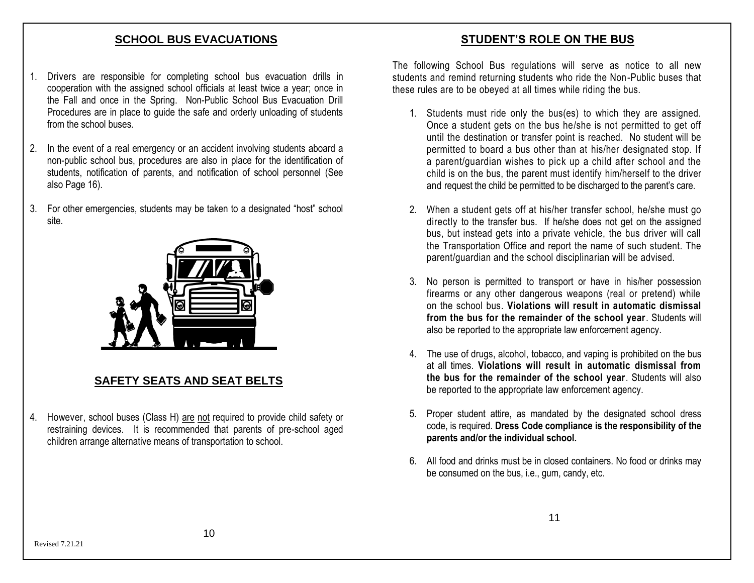## SCHOOL BUS EVACUATIONS

1. Drivers are responsible for completing school bus evacuation drills in cooperation with the assigned school officials at least twice a year; once in the Fall and once in the Spring. Non-Public School Bus Evacuation Drill Procedures are in place to guide the safe and orderly unloading of students from the school buses.

2. In the event of a real emergency or an accident involving students aboard a non-public school bus, procedures are also in place for the identification of students, notification of parents, and notification of school personnel (See also Page 16).

3. For other emergencies, students may be taken to a designated "host" school site.

## SAFETY SEATS AND SEAT BELTS

4. However, school buses (Class H) are not required to provide child safety or restraining devices. It is recommended that parents of pre-school aged children arrange alternative means of transportation to school.

Revised 7.21.21

## STUDENT'S ROLE ON THE BUS

The following School Bus regulations will serve as notice to all new students and remind returning students who ride the Non-Public buses that these rules are to be obeyed at all times while riding the bus.

1. Students must ride only the bus(es) to which they are assigned. Once a student gets on the bus he/she is not permitted to get off until the destination or transfer point is reached. No student will be permitted to board a bus other than at his/her designated stop. If a parent/guardian wishes to pick up a child after school and the child is on the bus, the parent must identify him/herself to the driver and request the child be permitted to be discharged to the parent's care.

2. When a student gets off at his/her transfer school, he/she must go directly to the transfer bus. If he/she does not get on the assigned bus, but instead gets into a private vehicle, the bus driver will call the Transportation Office and report the name of such student. The parent/guardian and the school disciplinarian will be advised.

3. No person is permitted to transport or have in his/her possession firearms or any other dangerous weapons (real or pretend) while on the school bus. **Violations will result in automatic dismissal from the bus for the remainder of the school year**. Students will also be reported to the appropriate law enforcement agency.

4. The use of drugs, alcohol, tobacco, and vaping is prohibited on the bus at all times. **Violations will result in automatic dismissal from the bus for the remainder of the school year**. Students will also be reported to the appropriate law enforcement agency.

5. Proper student attire, as mandated by the designated school dress code, is required. **Dress Code compliance is the responsibility of the parents and/or the individual school.**

6. All food and drinks must be in closed containers. No food or drinks may be consumed on the bus, i.e., gum, candy, etc.